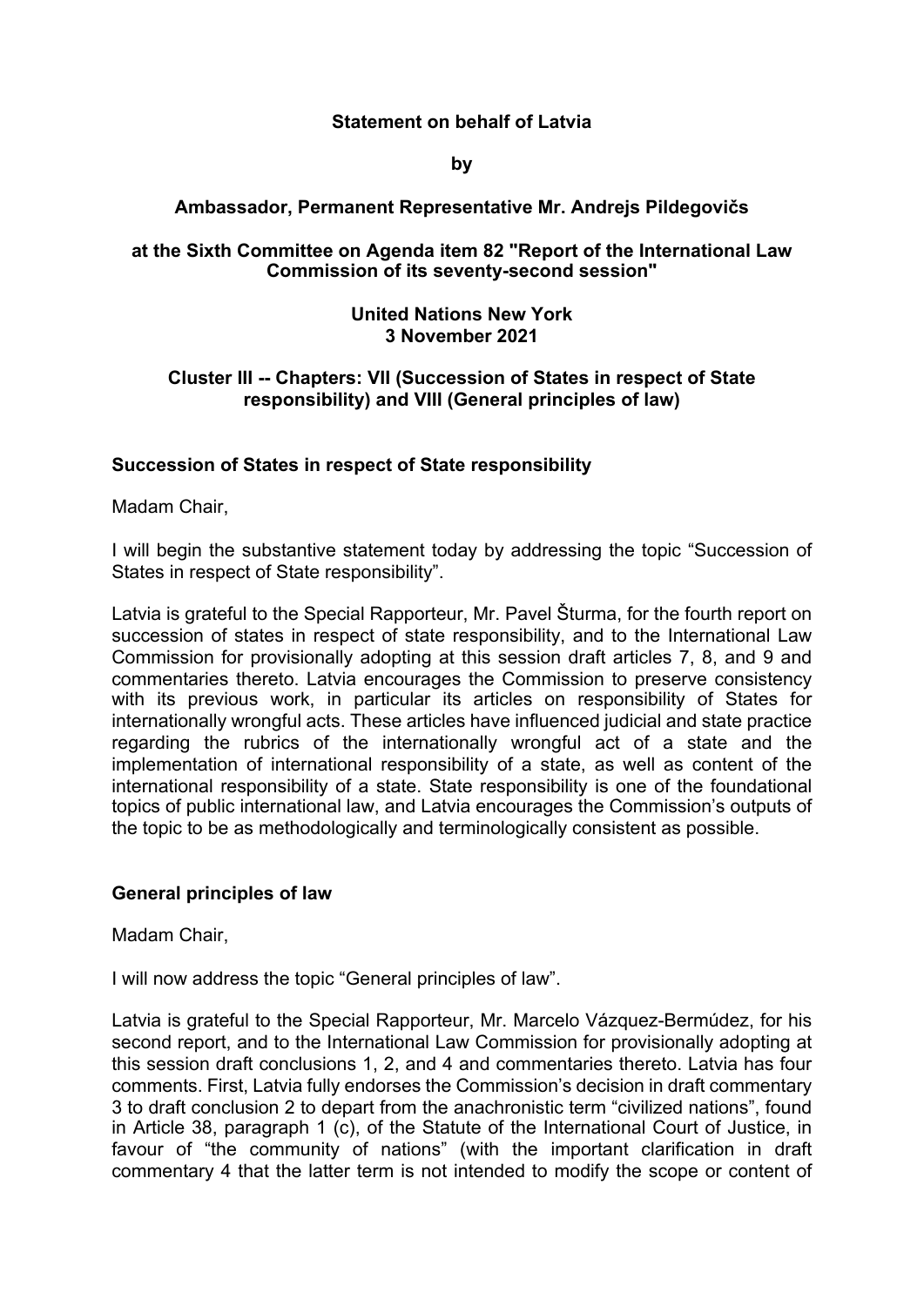**Statement on behalf of Latvia**

**by**

**Ambassador, Permanent Representative Mr. Andrejs Pildegovičs**

**at the Sixth Committee on Agenda item 82 "Report of the International Law Commission of its seventy-second session"**

**United Nations New York**
**3 November 2021**

**Cluster III -- Chapters: VII (Succession of States in respect of State responsibility) and VIII (General principles of law)**

## Succession of States in respect of State responsibility

Madam Chair,

I will begin the substantive statement today by addressing the topic "Succession of States in respect of State responsibility".

Latvia is grateful to the Special Rapporteur, Mr. Pavel Šturma, for the fourth report on succession of states in respect of state responsibility, and to the International Law Commission for provisionally adopting at this session draft articles 7, 8, and 9 and commentaries thereto. Latvia encourages the Commission to preserve consistency with its previous work, in particular its articles on responsibility of States for internationally wrongful acts. These articles have influenced judicial and state practice regarding the rubrics of the internationally wrongful act of a state and the implementation of international responsibility of a state, as well as content of the international responsibility of a state. State responsibility is one of the foundational topics of public international law, and Latvia encourages the Commission's outputs of the topic to be as methodologically and terminologically consistent as possible.

## General principles of law

Madam Chair,

I will now address the topic "General principles of law".

Latvia is grateful to the Special Rapporteur, Mr. Marcelo Vázquez-Bermúdez, for his second report, and to the International Law Commission for provisionally adopting at this session draft conclusions 1, 2, and 4 and commentaries thereto. Latvia has four comments. First, Latvia fully endorses the Commission's decision in draft commentary 3 to draft conclusion 2 to depart from the anachronistic term "civilized nations", found in Article 38, paragraph 1 (c), of the Statute of the International Court of Justice, in favour of "the community of nations" (with the important clarification in draft commentary 4 that the latter term is not intended to modify the scope or content of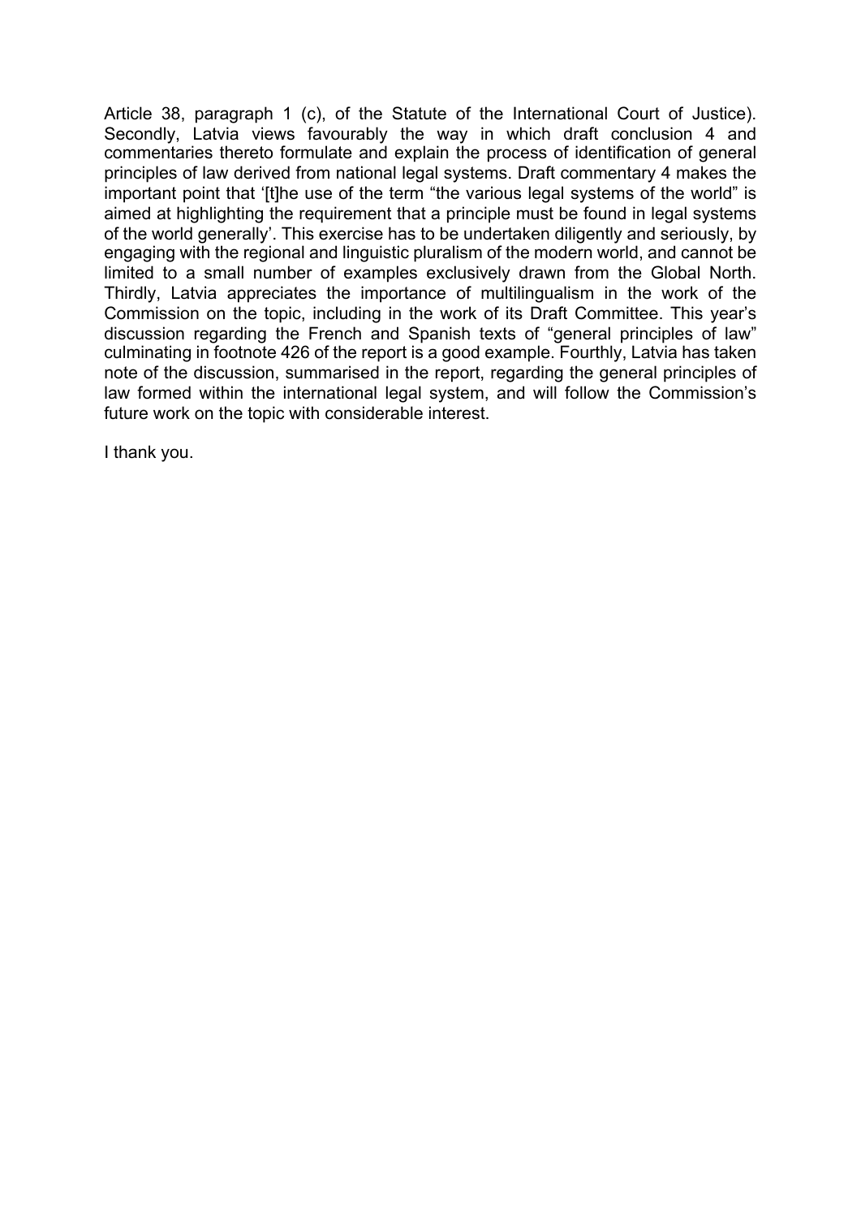Article 38, paragraph 1 (c), of the Statute of the International Court of Justice). Secondly, Latvia views favourably the way in which draft conclusion 4 and commentaries thereto formulate and explain the process of identification of general principles of law derived from national legal systems. Draft commentary 4 makes the important point that '[t]he use of the term "the various legal systems of the world" is aimed at highlighting the requirement that a principle must be found in legal systems of the world generally'. This exercise has to be undertaken diligently and seriously, by engaging with the regional and linguistic pluralism of the modern world, and cannot be limited to a small number of examples exclusively drawn from the Global North. Thirdly, Latvia appreciates the importance of multilingualism in the work of the Commission on the topic, including in the work of its Draft Committee. This year's discussion regarding the French and Spanish texts of "general principles of law" culminating in footnote 426 of the report is a good example. Fourthly, Latvia has taken note of the discussion, summarised in the report, regarding the general principles of law formed within the international legal system, and will follow the Commission's future work on the topic with considerable interest.

I thank you.